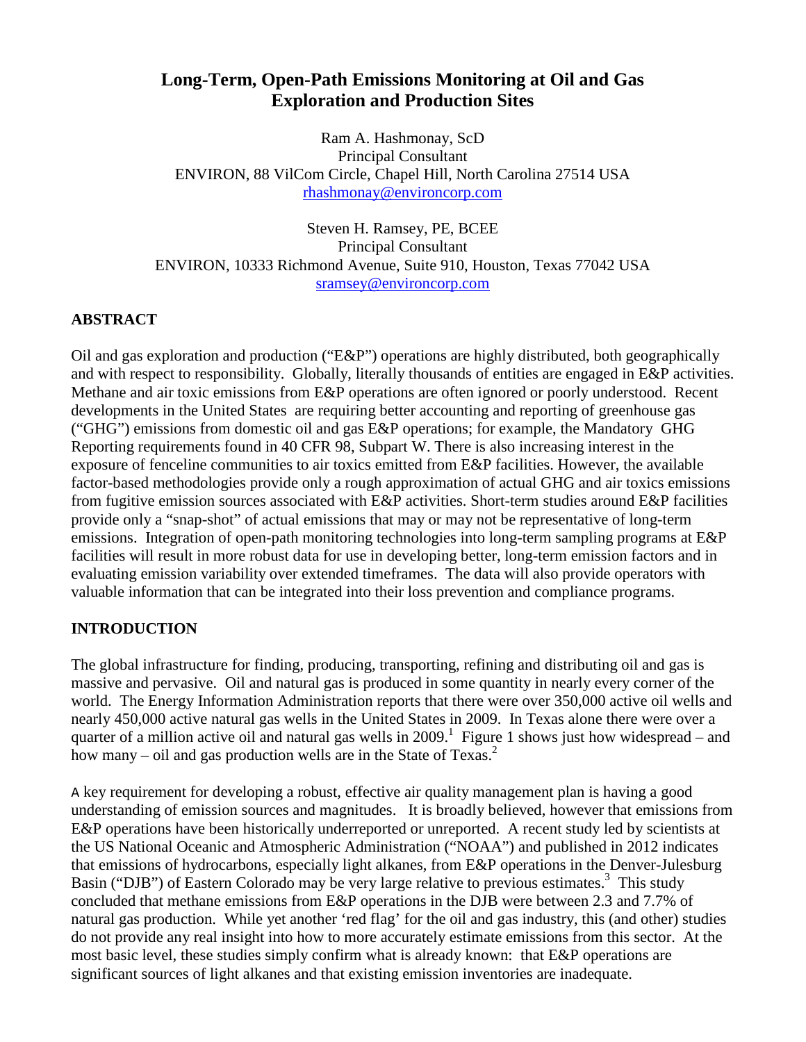# Long-Term, Open-Path Emissions Monitoring at Oil and Gas Exploration and Production Sites

Ram A. Hashmonay, ScD  
Principal Consultant  
ENVIRON, 88 VilCom Circle, Chapel Hill, North Carolina 27514 USA  
rhashmonay@environcorp.com

Steven H. Ramsey, PE, BCEE  
Principal Consultant  
ENVIRON, 10333 Richmond Avenue, Suite 910, Houston, Texas 77042 USA  
sramsey@environcorp.com

## ABSTRACT

Oil and gas exploration and production ("E&P") operations are highly distributed, both geographically and with respect to responsibility. Globally, literally thousands of entities are engaged in E&P activities. Methane and air toxic emissions from E&P operations are often ignored or poorly understood. Recent developments in the United States are requiring better accounting and reporting of greenhouse gas ("GHG") emissions from domestic oil and gas E&P operations; for example, the Mandatory GHG Reporting requirements found in 40 CFR 98, Subpart W. There is also increasing interest in the exposure of fenceline communities to air toxics emitted from E&P facilities. However, the available factor-based methodologies provide only a rough approximation of actual GHG and air toxics emissions from fugitive emission sources associated with E&P activities. Short-term studies around E&P facilities provide only a "snap-shot" of actual emissions that may or may not be representative of long-term emissions. Integration of open-path monitoring technologies into long-term sampling programs at E&P facilities will result in more robust data for use in developing better, long-term emission factors and in evaluating emission variability over extended timeframes. The data will also provide operators with valuable information that can be integrated into their loss prevention and compliance programs.

## INTRODUCTION

The global infrastructure for finding, producing, transporting, refining and distributing oil and gas is massive and pervasive. Oil and natural gas is produced in some quantity in nearly every corner of the world. The Energy Information Administration reports that there were over 350,000 active oil wells and nearly 450,000 active natural gas wells in the United States in 2009. In Texas alone there were over a quarter of a million active oil and natural gas wells in 2009.[1] Figure 1 shows just how widespread – and how many – oil and gas production wells are in the State of Texas.[2]

A key requirement for developing a robust, effective air quality management plan is having a good understanding of emission sources and magnitudes. It is broadly believed, however that emissions from E&P operations have been historically underreported or unreported. A recent study led by scientists at the US National Oceanic and Atmospheric Administration ("NOAA") and published in 2012 indicates that emissions of hydrocarbons, especially light alkanes, from E&P operations in the Denver-Julesburg Basin ("DJB") of Eastern Colorado may be very large relative to previous estimates.[3] This study concluded that methane emissions from E&P operations in the DJB were between 2.3 and 7.7% of natural gas production. While yet another 'red flag' for the oil and gas industry, this (and other) studies do not provide any real insight into how to more accurately estimate emissions from this sector. At the most basic level, these studies simply confirm what is already known: that E&P operations are significant sources of light alkanes and that existing emission inventories are inadequate.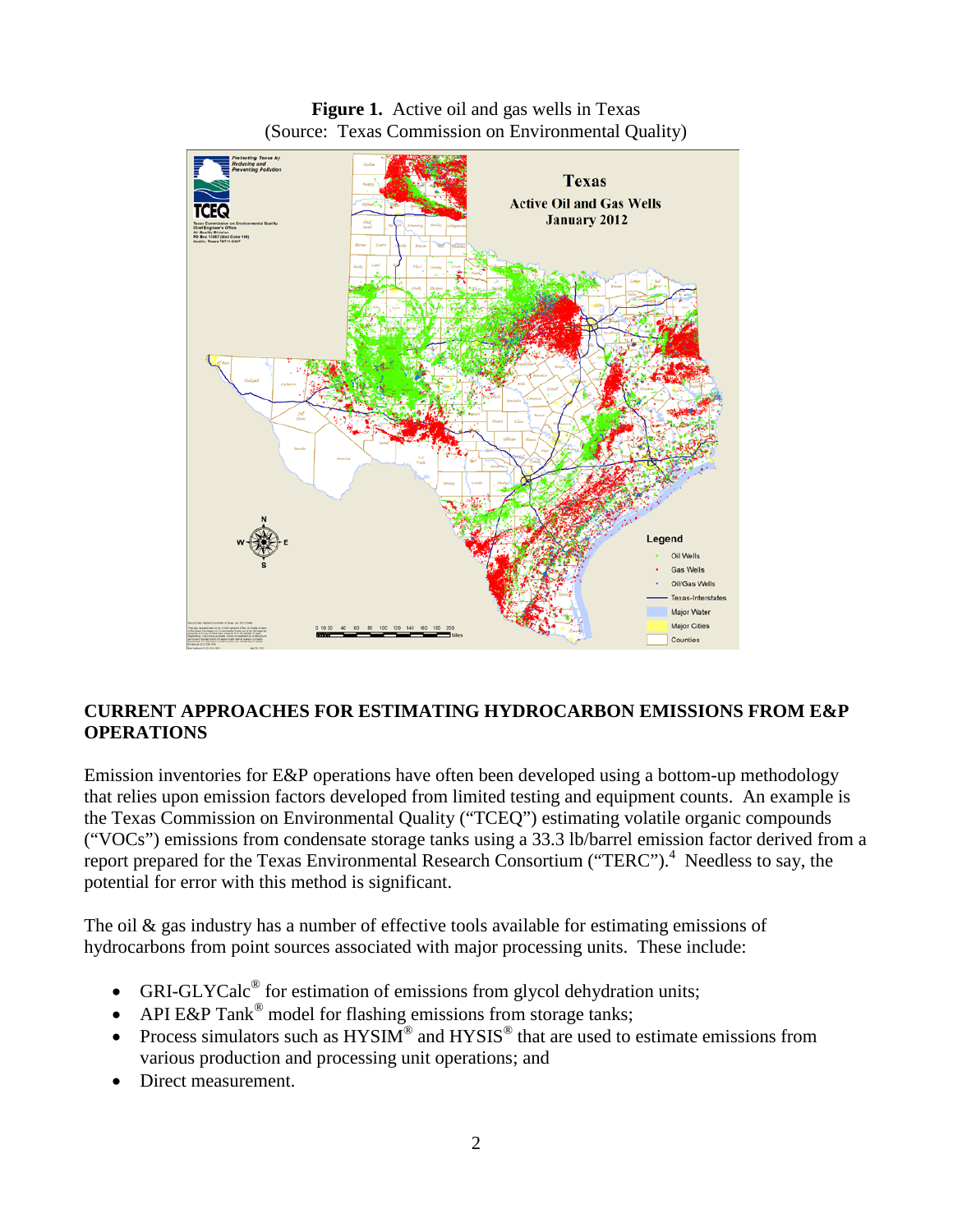**Figure 1.** Active oil and gas wells in Texas
(Source: Texas Commission on Environmental Quality)

## CURRENT APPROACHES FOR ESTIMATING HYDROCARBON EMISSIONS FROM E&P OPERATIONS

Emission inventories for E&P operations have often been developed using a bottom-up methodology that relies upon emission factors developed from limited testing and equipment counts. An example is the Texas Commission on Environmental Quality ("TCEQ") estimating volatile organic compounds ("VOCs") emissions from condensate storage tanks using a 33.3 lb/barrel emission factor derived from a report prepared for the Texas Environmental Research Consortium ("TERC").[4] Needless to say, the potential for error with this method is significant.

The oil & gas industry has a number of effective tools available for estimating emissions of hydrocarbons from point sources associated with major processing units. These include:

- GRI-GLYCalc® for estimation of emissions from glycol dehydration units;
- API E&P Tank® model for flashing emissions from storage tanks;
- Process simulators such as HYSIM® and HYSIS® that are used to estimate emissions from various production and processing unit operations; and
- Direct measurement.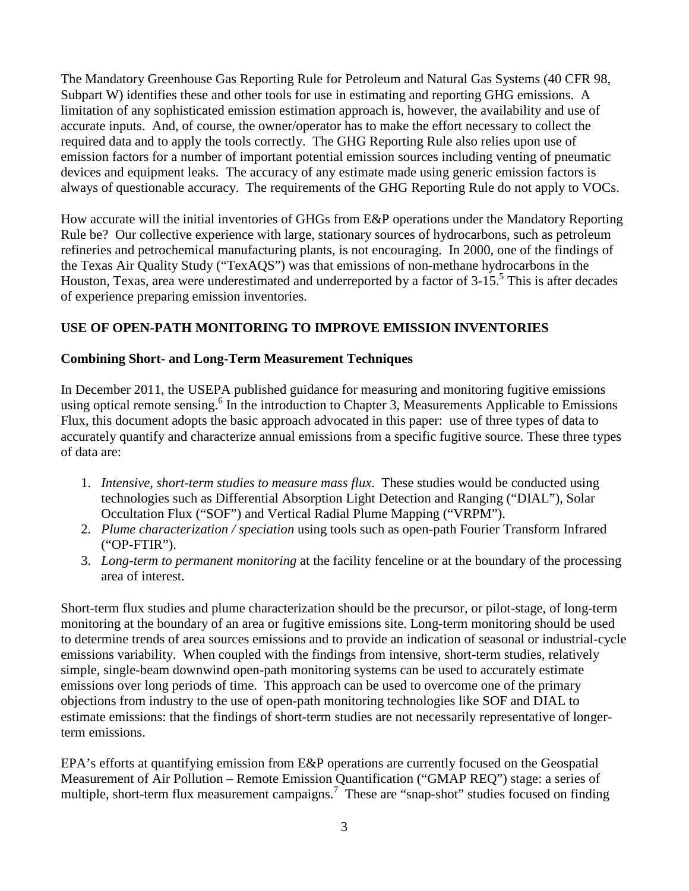The Mandatory Greenhouse Gas Reporting Rule for Petroleum and Natural Gas Systems (40 CFR 98, Subpart W) identifies these and other tools for use in estimating and reporting GHG emissions. A limitation of any sophisticated emission estimation approach is, however, the availability and use of accurate inputs. And, of course, the owner/operator has to make the effort necessary to collect the required data and to apply the tools correctly. The GHG Reporting Rule also relies upon use of emission factors for a number of important potential emission sources including venting of pneumatic devices and equipment leaks. The accuracy of any estimate made using generic emission factors is always of questionable accuracy. The requirements of the GHG Reporting Rule do not apply to VOCs.

How accurate will the initial inventories of GHGs from E&P operations under the Mandatory Reporting Rule be? Our collective experience with large, stationary sources of hydrocarbons, such as petroleum refineries and petrochemical manufacturing plants, is not encouraging. In 2000, one of the findings of the Texas Air Quality Study ("TexAQS") was that emissions of non-methane hydrocarbons in the Houston, Texas, area were underestimated and underreported by a factor of 3-15.[5] This is after decades of experience preparing emission inventories.

## USE OF OPEN-PATH MONITORING TO IMPROVE EMISSION INVENTORIES

### Combining Short- and Long-Term Measurement Techniques

In December 2011, the USEPA published guidance for measuring and monitoring fugitive emissions using optical remote sensing.[6] In the introduction to Chapter 3, Measurements Applicable to Emissions Flux, this document adopts the basic approach advocated in this paper: use of three types of data to accurately quantify and characterize annual emissions from a specific fugitive source. These three types of data are:

1. *Intensive, short-term studies to measure mass flux*. These studies would be conducted using technologies such as Differential Absorption Light Detection and Ranging ("DIAL"), Solar Occultation Flux ("SOF") and Vertical Radial Plume Mapping ("VRPM").
2. *Plume characterization / speciation* using tools such as open-path Fourier Transform Infrared ("OP-FTIR").
3. *Long-term to permanent monitoring* at the facility fenceline or at the boundary of the processing area of interest.

Short-term flux studies and plume characterization should be the precursor, or pilot-stage, of long-term monitoring at the boundary of an area or fugitive emissions site. Long-term monitoring should be used to determine trends of area sources emissions and to provide an indication of seasonal or industrial-cycle emissions variability. When coupled with the findings from intensive, short-term studies, relatively simple, single-beam downwind open-path monitoring systems can be used to accurately estimate emissions over long periods of time. This approach can be used to overcome one of the primary objections from industry to the use of open-path monitoring technologies like SOF and DIAL to estimate emissions: that the findings of short-term studies are not necessarily representative of longer-term emissions.

EPA's efforts at quantifying emission from E&P operations are currently focused on the Geospatial Measurement of Air Pollution – Remote Emission Quantification ("GMAP REQ") stage: a series of multiple, short-term flux measurement campaigns.[7] These are "snap-shot" studies focused on finding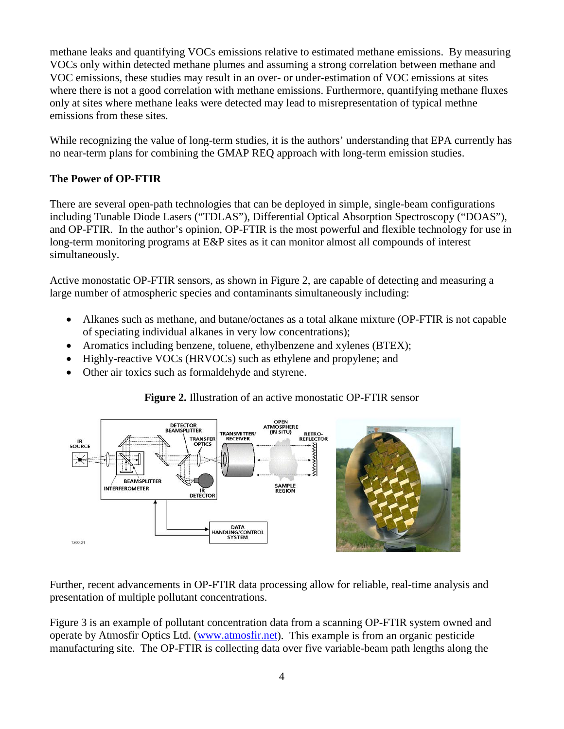methane leaks and quantifying VOCs emissions relative to estimated methane emissions. By measuring VOCs only within detected methane plumes and assuming a strong correlation between methane and VOC emissions, these studies may result in an over- or under-estimation of VOC emissions at sites where there is not a good correlation with methane emissions. Furthermore, quantifying methane fluxes only at sites where methane leaks were detected may lead to misrepresentation of typical methne emissions from these sites.

While recognizing the value of long-term studies, it is the authors' understanding that EPA currently has no near-term plans for combining the GMAP REQ approach with long-term emission studies.

**The Power of OP-FTIR**

There are several open-path technologies that can be deployed in simple, single-beam configurations including Tunable Diode Lasers ("TDLAS"), Differential Optical Absorption Spectroscopy ("DOAS"), and OP-FTIR. In the author's opinion, OP-FTIR is the most powerful and flexible technology for use in long-term monitoring programs at E&P sites as it can monitor almost all compounds of interest simultaneously.

Active monostatic OP-FTIR sensors, as shown in Figure 2, are capable of detecting and measuring a large number of atmospheric species and contaminants simultaneously including:

- Alkanes such as methane, and butane/octanes as a total alkane mixture (OP-FTIR is not capable of speciating individual alkanes in very low concentrations);
- Aromatics including benzene, toluene, ethylbenzene and xylenes (BTEX);
- Highly-reactive VOCs (HRVOCs) such as ethylene and propylene; and
- Other air toxics such as formaldehyde and styrene.

**Figure 2.** Illustration of an active monostatic OP-FTIR sensor

Further, recent advancements in OP-FTIR data processing allow for reliable, real-time analysis and presentation of multiple pollutant concentrations.

Figure 3 is an example of pollutant concentration data from a scanning OP-FTIR system owned and operate by Atmosfir Optics Ltd. (www.atmosfir.net). This example is from an organic pesticide manufacturing site. The OP-FTIR is collecting data over five variable-beam path lengths along the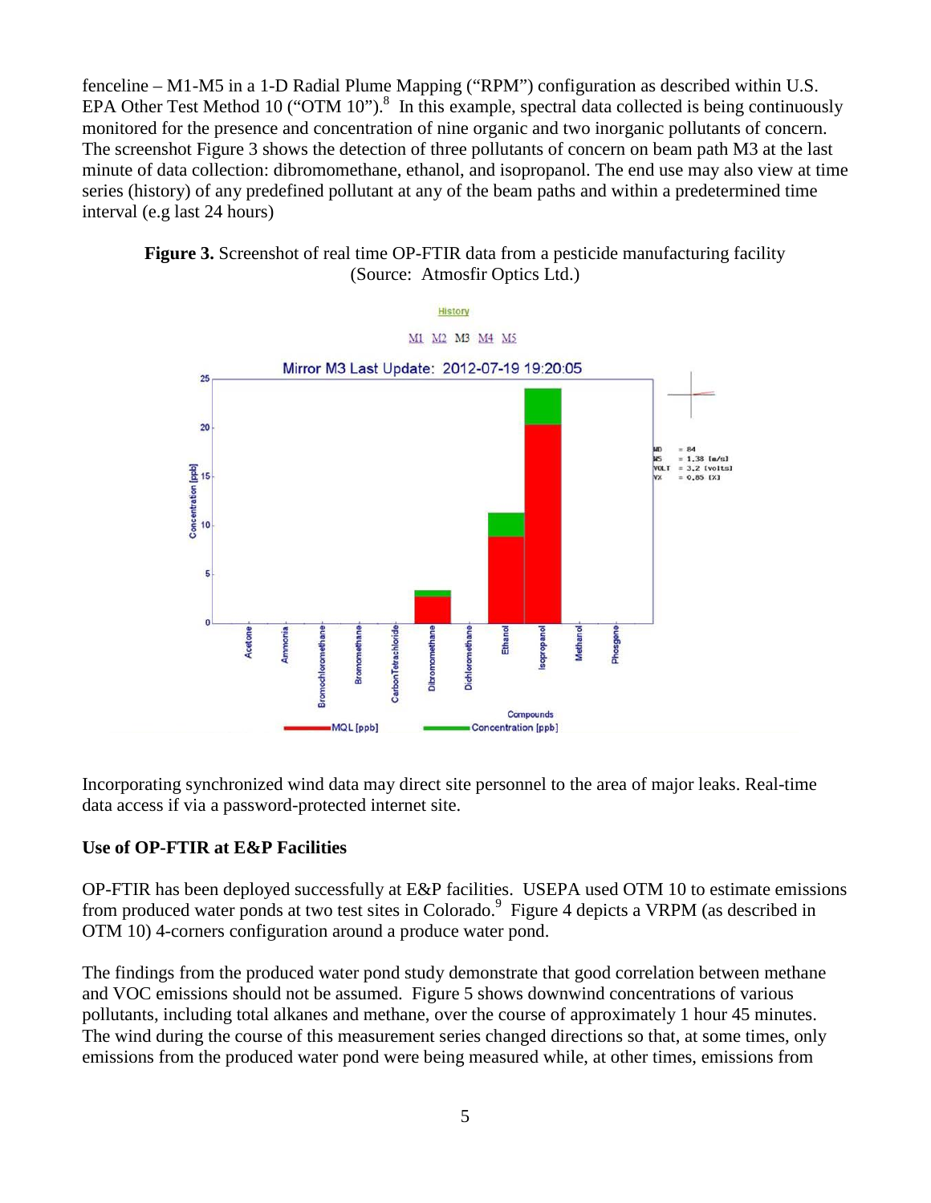fenceline – M1-M5 in a 1-D Radial Plume Mapping ("RPM") configuration as described within U.S. EPA Other Test Method 10 ("OTM 10").[8] In this example, spectral data collected is being continuously monitored for the presence and concentration of nine organic and two inorganic pollutants of concern. The screenshot Figure 3 shows the detection of three pollutants of concern on beam path M3 at the last minute of data collection: dibromomethane, ethanol, and isopropanol. The end use may also view at time series (history) of any predefined pollutant at any of the beam paths and within a predetermined time interval (e.g last 24 hours)

**Figure 3.** Screenshot of real time OP-FTIR data from a pesticide manufacturing facility (Source: Atmosfir Optics Ltd.)

Incorporating synchronized wind data may direct site personnel to the area of major leaks. Real-time data access if via a password-protected internet site.

### Use of OP-FTIR at E&P Facilities

OP-FTIR has been deployed successfully at E&P facilities. USEPA used OTM 10 to estimate emissions from produced water ponds at two test sites in Colorado.[9] Figure 4 depicts a VRPM (as described in OTM 10) 4-corners configuration around a produce water pond.

The findings from the produced water pond study demonstrate that good correlation between methane and VOC emissions should not be assumed. Figure 5 shows downwind concentrations of various pollutants, including total alkanes and methane, over the course of approximately 1 hour 45 minutes. The wind during the course of this measurement series changed directions so that, at some times, only emissions from the produced water pond were being measured while, at other times, emissions from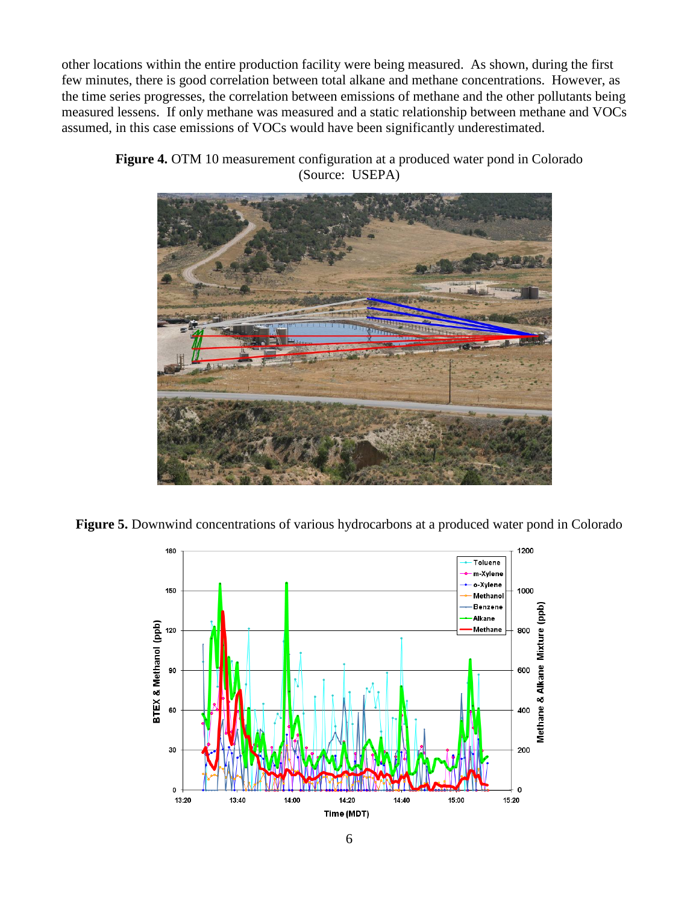other locations within the entire production facility were being measured. As shown, during the first few minutes, there is good correlation between total alkane and methane concentrations. However, as the time series progresses, the correlation between emissions of methane and the other pollutants being measured lessens. If only methane was measured and a static relationship between methane and VOCs assumed, in this case emissions of VOCs would have been significantly underestimated.

**Figure 4.** OTM 10 measurement configuration at a produced water pond in Colorado (Source: USEPA)

**Figure 5.** Downwind concentrations of various hydrocarbons at a produced water pond in Colorado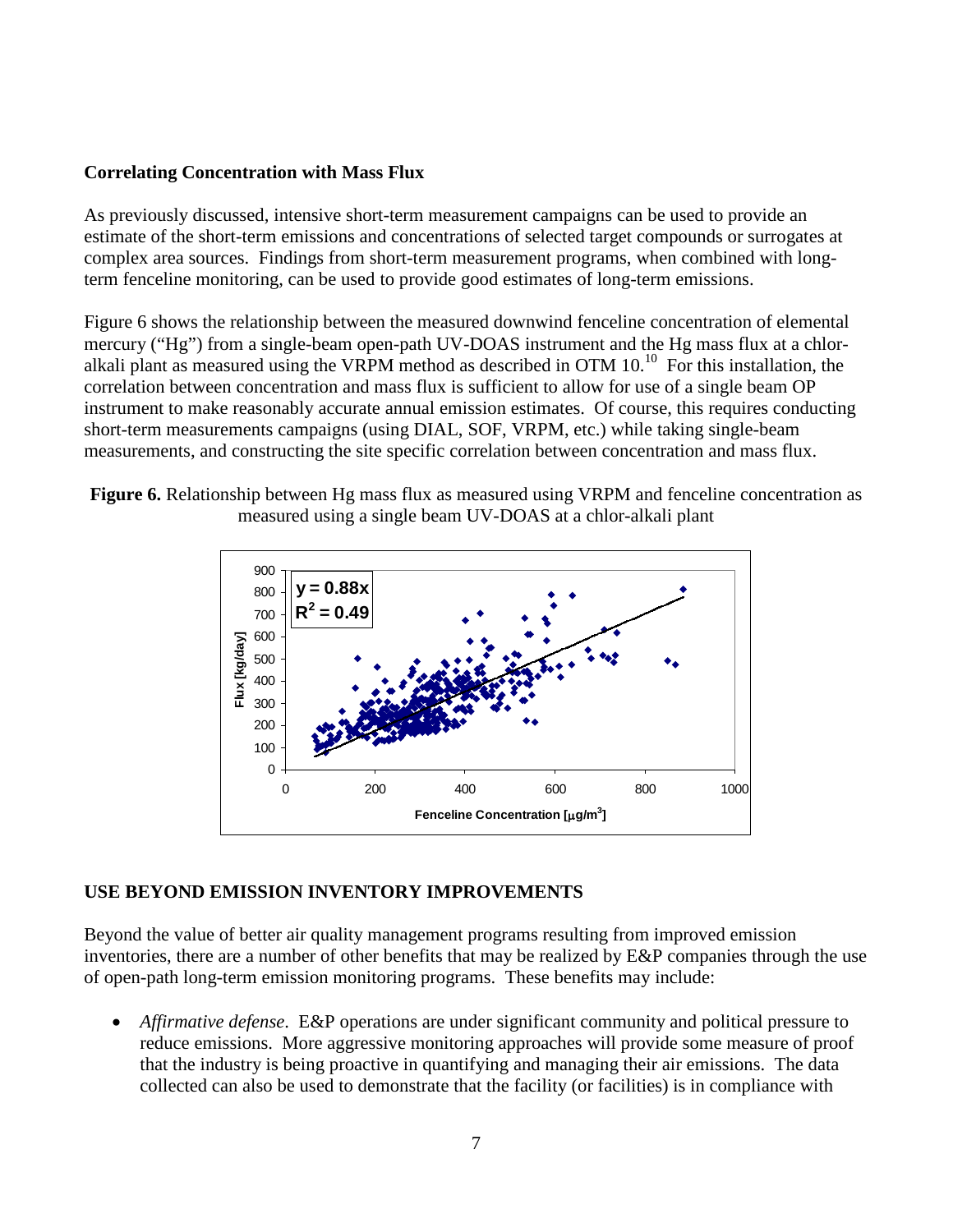**Correlating Concentration with Mass Flux**

As previously discussed, intensive short-term measurement campaigns can be used to provide an estimate of the short-term emissions and concentrations of selected target compounds or surrogates at complex area sources. Findings from short-term measurement programs, when combined with long-term fenceline monitoring, can be used to provide good estimates of long-term emissions.

Figure 6 shows the relationship between the measured downwind fenceline concentration of elemental mercury ("Hg") from a single-beam open-path UV-DOAS instrument and the Hg mass flux at a chlor-alkali plant as measured using the VRPM method as described in OTM 10.[10] For this installation, the correlation between concentration and mass flux is sufficient to allow for use of a single beam OP instrument to make reasonably accurate annual emission estimates. Of course, this requires conducting short-term measurements campaigns (using DIAL, SOF, VRPM, etc.) while taking single-beam measurements, and constructing the site specific correlation between concentration and mass flux.

**Figure 6.** Relationship between Hg mass flux as measured using VRPM and fenceline concentration as measured using a single beam UV-DOAS at a chlor-alkali plant

**USE BEYOND EMISSION INVENTORY IMPROVEMENTS**

Beyond the value of better air quality management programs resulting from improved emission inventories, there are a number of other benefits that may be realized by E&P companies through the use of open-path long-term emission monitoring programs. These benefits may include:

- *Affirmative defense*. E&P operations are under significant community and political pressure to reduce emissions. More aggressive monitoring approaches will provide some measure of proof that the industry is being proactive in quantifying and managing their air emissions. The data collected can also be used to demonstrate that the facility (or facilities) is in compliance with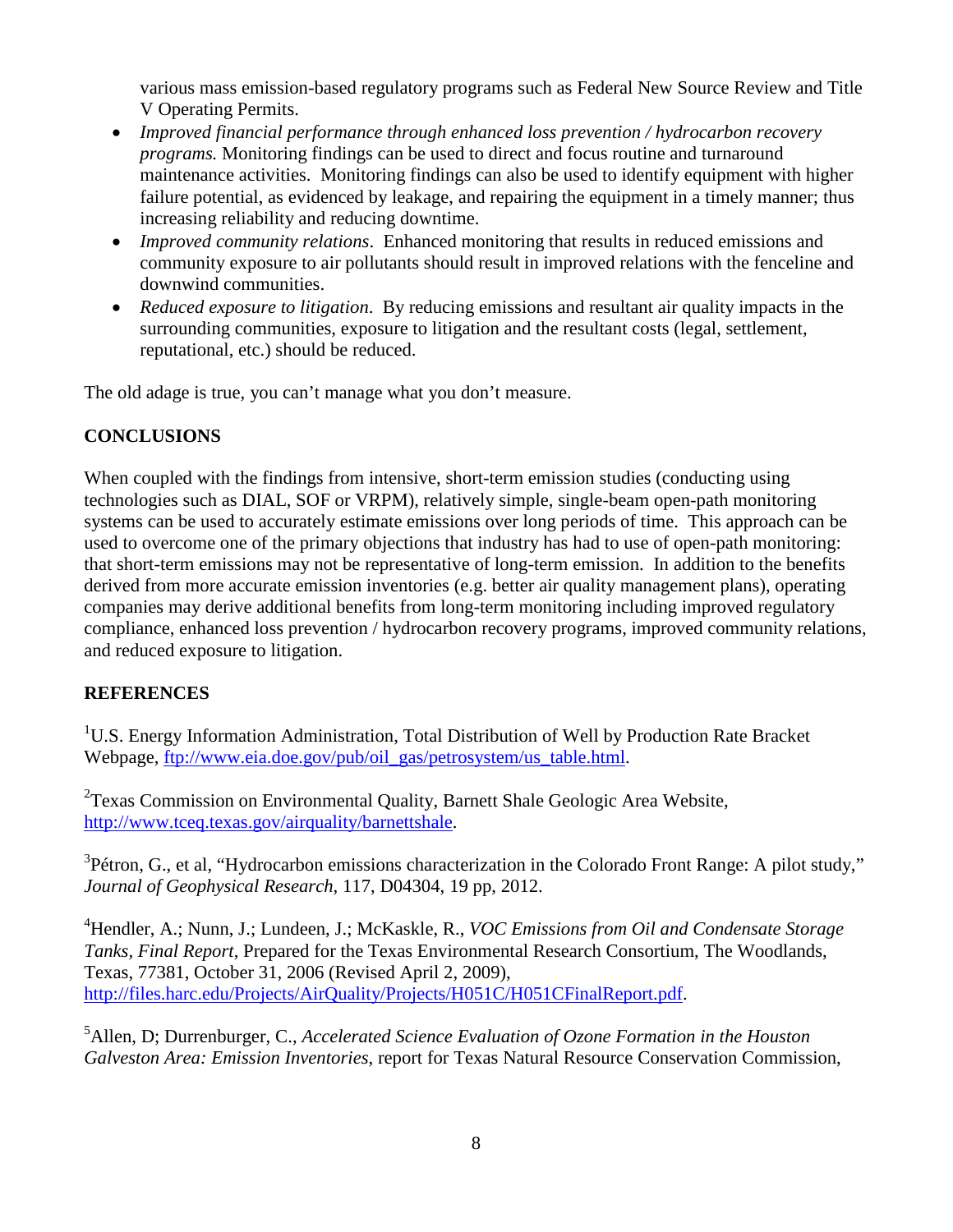various mass emission-based regulatory programs such as Federal New Source Review and Title V Operating Permits.

- *Improved financial performance through enhanced loss prevention / hydrocarbon recovery programs.* Monitoring findings can be used to direct and focus routine and turnaround maintenance activities. Monitoring findings can also be used to identify equipment with higher failure potential, as evidenced by leakage, and repairing the equipment in a timely manner; thus increasing reliability and reducing downtime.
- *Improved community relations*. Enhanced monitoring that results in reduced emissions and community exposure to air pollutants should result in improved relations with the fenceline and downwind communities.
- *Reduced exposure to litigation*. By reducing emissions and resultant air quality impacts in the surrounding communities, exposure to litigation and the resultant costs (legal, settlement, reputational, etc.) should be reduced.

The old adage is true, you can't manage what you don't measure.

## CONCLUSIONS

When coupled with the findings from intensive, short-term emission studies (conducting using technologies such as DIAL, SOF or VRPM), relatively simple, single-beam open-path monitoring systems can be used to accurately estimate emissions over long periods of time. This approach can be used to overcome one of the primary objections that industry has had to use of open-path monitoring: that short-term emissions may not be representative of long-term emission. In addition to the benefits derived from more accurate emission inventories (e.g. better air quality management plans), operating companies may derive additional benefits from long-term monitoring including improved regulatory compliance, enhanced loss prevention / hydrocarbon recovery programs, improved community relations, and reduced exposure to litigation.

## REFERENCES

[1]U.S. Energy Information Administration, Total Distribution of Well by Production Rate Bracket Webpage, ftp://www.eia.doe.gov/pub/oil_gas/petrosystem/us_table.html.

[2]Texas Commission on Environmental Quality, Barnett Shale Geologic Area Website, http://www.tceq.texas.gov/airquality/barnettshale.

[3]Pétron, G., et al, "Hydrocarbon emissions characterization in the Colorado Front Range: A pilot study," *Journal of Geophysical Research*, 117, D04304, 19 pp, 2012.

[4]Hendler, A.; Nunn, J.; Lundeen, J.; McKaskle, R., *VOC Emissions from Oil and Condensate Storage Tanks, Final Report*, Prepared for the Texas Environmental Research Consortium, The Woodlands, Texas, 77381, October 31, 2006 (Revised April 2, 2009), http://files.harc.edu/Projects/AirQuality/Projects/H051C/H051CFinalReport.pdf.

[5]Allen, D; Durrenburger, C., *Accelerated Science Evaluation of Ozone Formation in the Houston Galveston Area: Emission Inventories*, report for Texas Natural Resource Conservation Commission,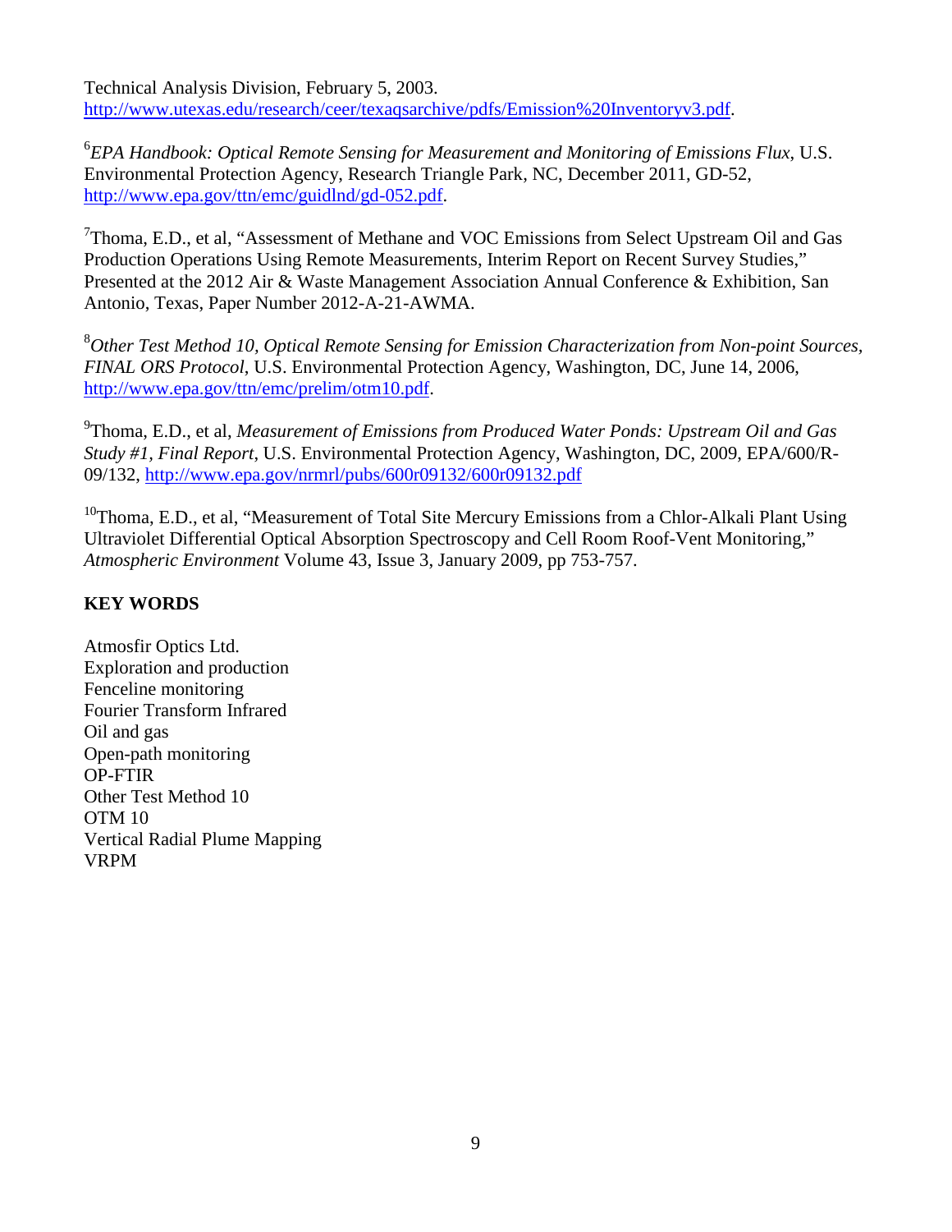Technical Analysis Division, February 5, 2003. http://www.utexas.edu/research/ceer/texaqsarchive/pdfs/Emission%20Inventoryv3.pdf.

[6]*EPA Handbook: Optical Remote Sensing for Measurement and Monitoring of Emissions Flux*, U.S. Environmental Protection Agency, Research Triangle Park, NC, December 2011, GD-52, http://www.epa.gov/ttn/emc/guidlnd/gd-052.pdf.

[7]Thoma, E.D., et al, "Assessment of Methane and VOC Emissions from Select Upstream Oil and Gas Production Operations Using Remote Measurements, Interim Report on Recent Survey Studies," Presented at the 2012 Air & Waste Management Association Annual Conference & Exhibition, San Antonio, Texas, Paper Number 2012-A-21-AWMA.

[8]*Other Test Method 10, Optical Remote Sensing for Emission Characterization from Non-point Sources, FINAL ORS Protocol*, U.S. Environmental Protection Agency, Washington, DC, June 14, 2006, http://www.epa.gov/ttn/emc/prelim/otm10.pdf.

[9]Thoma, E.D., et al, *Measurement of Emissions from Produced Water Ponds: Upstream Oil and Gas Study #1, Final Report*, U.S. Environmental Protection Agency, Washington, DC, 2009, EPA/600/R-09/132, http://www.epa.gov/nrmrl/pubs/600r09132/600r09132.pdf

[10]Thoma, E.D., et al, "Measurement of Total Site Mercury Emissions from a Chlor-Alkali Plant Using Ultraviolet Differential Optical Absorption Spectroscopy and Cell Room Roof-Vent Monitoring," *Atmospheric Environment* Volume 43, Issue 3, January 2009, pp 753-757.

## KEY WORDS

Atmosfir Optics Ltd.
Exploration and production
Fenceline monitoring
Fourier Transform Infrared
Oil and gas
Open-path monitoring
OP-FTIR
Other Test Method 10
OTM 10
Vertical Radial Plume Mapping
VRPM